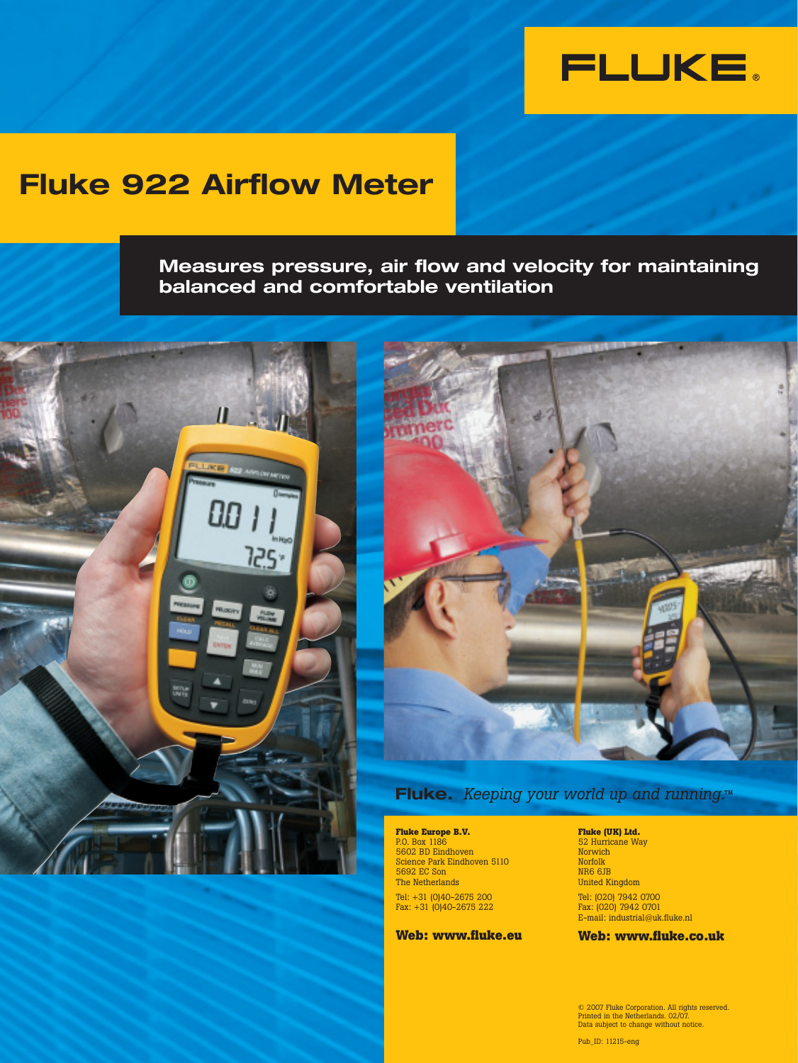FLUKE®

# Fluke 922 Airflow Meter

## Measures pressure, air flow and velocity for maintaining balanced and comfortable ventilation

**Fluke.** *Keeping your world up and running.™*

**Fluke Europe B.V.**
P.O. Box 1186
5602 BD Eindhoven
Science Park Eindhoven 5110
5692 EC Son
The Netherlands

Tel: +31 (0)40-2675 200
Fax: +31 (0)40-2675 222

**Web: www.fluke.eu**

**Fluke (UK) Ltd.**
52 Hurricane Way
Norwich
Norfolk
NR6 6JB
United Kingdom

Tel: (020) 7942 0700
Fax: (020) 7942 0701
E-mail: industrial@uk.fluke.nl

**Web: www.fluke.co.uk**

© 2007 Fluke Corporation. All rights reserved.
Printed in the Netherlands. 02/07.
Data subject to change without notice.

Pub_ID: 11215-eng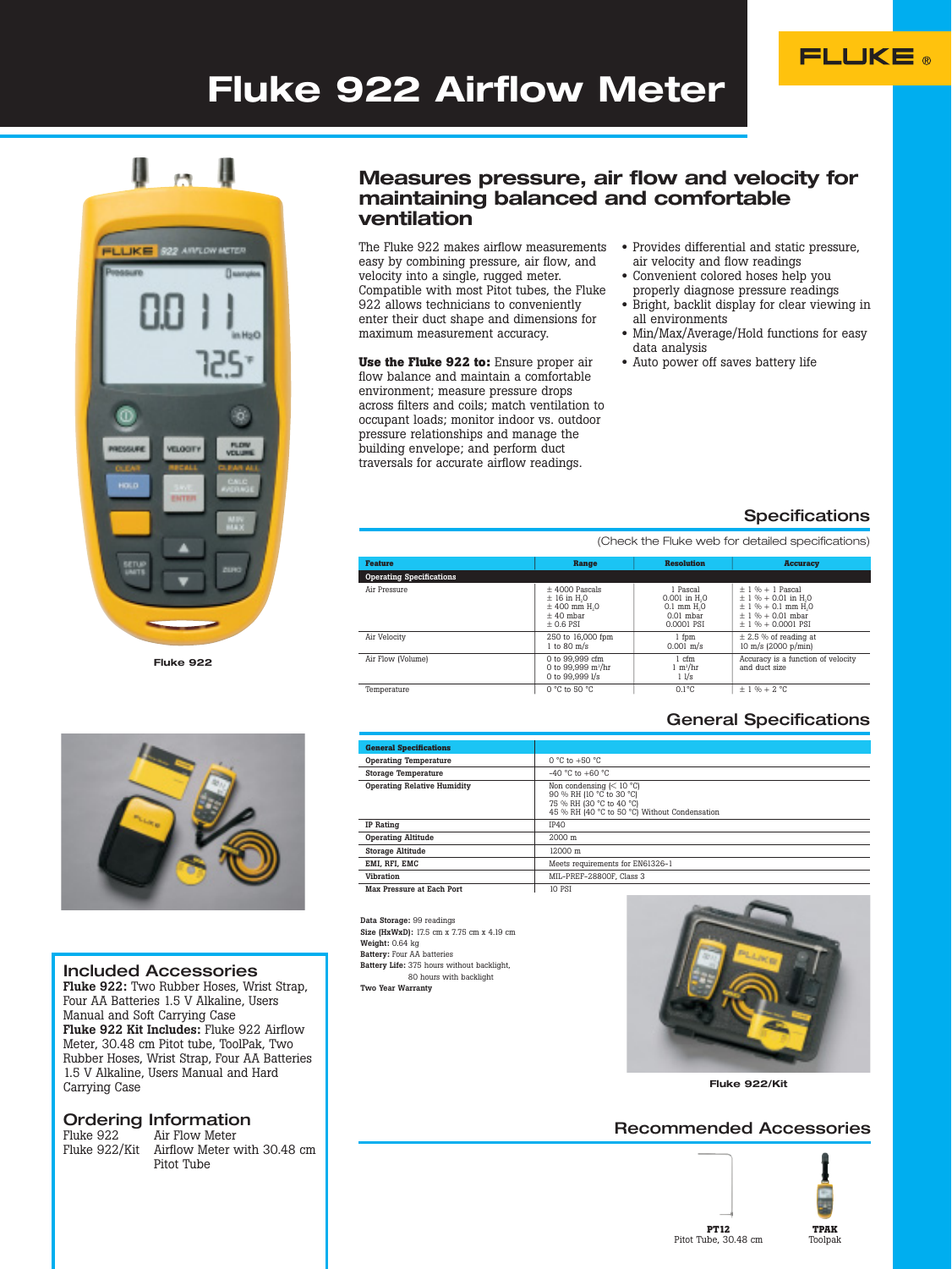# Fluke 922 Airflow Meter

FLUKE ®

Fluke 922

## Measures pressure, air flow and velocity for maintaining balanced and comfortable ventilation

The Fluke 922 makes airflow measurements easy by combining pressure, air flow, and velocity into a single, rugged meter. Compatible with most Pitot tubes, the Fluke 922 allows technicians to conveniently enter their duct shape and dimensions for maximum measurement accuracy.

**Use the Fluke 922 to:** Ensure proper air flow balance and maintain a comfortable environment; measure pressure drops across filters and coils; match ventilation to occupant loads; monitor indoor vs. outdoor pressure relationships and manage the building envelope; and perform duct traversals for accurate airflow readings.

- Provides differential and static pressure, air velocity and flow readings
- Convenient colored hoses help you properly diagnose pressure readings
- Bright, backlit display for clear viewing in all environments
- Min/Max/Average/Hold functions for easy data analysis
- Auto power off saves battery life

## Specifications

(Check the Fluke web for detailed specifications)

| Feature | Range | Resolution | Accuracy |
|---|---|---|---|
| **Operating Specifications** | | | |
| Air Pressure | ± 4000 Pascals<br>± 16 in $H_2O$<br>± 400 mm $H_2O$<br>± 40 mbar<br>± 0.6 PSI | 1 Pascal<br>0.001 in $H_2O$<br>0.1 mm $H_2O$<br>0.01 mbar<br>0.0001 PSI | ± 1 % + 1 Pascal<br>± 1 % + 0.01 in $H_2O$<br>± 1 % + 0.1 mm $H_2O$<br>± 1 % + 0.01 mbar<br>± 1 % + 0.0001 PSI |
| Air Velocity | 250 to 16,000 fpm<br>1 to 80 m/s | 1 fpm<br>0.001 m/s | ± 2.5 % of reading at 10 m/s (2000 p/min) |
| Air Flow (Volume) | 0 to 99,999 cfm<br>0 to 99,999 $m^3$/hr<br>0 to 99,999 l/s | 1 cfm<br>1 $m^3$/hr<br>1 l/s | Accuracy is a function of velocity and duct size |
| Temperature | 0 °C to 50 °C | 0.1°C | ± 1 % + 2 °C |

## General Specifications

| General Specifications | |
|---|---|
| Operating Temperature | 0 °C to +50 °C |
| Storage Temperature | -40 °C to +60 °C |
| Operating Relative Humidity | Non condensing (< 10 °C)<br>90 % RH (10 °C to 30 °C)<br>75 % RH (30 °C to 40 °C)<br>45 % RH (40 °C to 50 °C) Without Condensation |
| IP Rating | IP40 |
| Operating Altitude | 2000 m |
| Storage Altitude | 12000 m |
| EMI, RFI, EMC | Meets requirements for EN61326-1 |
| Vibration | MIL-PREF-28800F, Class 3 |
| Max Pressure at Each Port | 10 PSI |

**Data Storage:** 99 readings
**Size (HxWxD):** 17.5 cm x 7.75 cm x 4.19 cm
**Weight:** 0.64 kg
**Battery:** Four AA batteries
**Battery Life:** 375 hours without backlight, 80 hours with backlight
**Two Year Warranty**

Fluke 922/Kit

## Included Accessories

**Fluke 922:** Two Rubber Hoses, Wrist Strap, Four AA Batteries 1.5 V Alkaline, Users Manual and Soft Carrying Case
**Fluke 922 Kit Includes:** Fluke 922 Airflow Meter, 30.48 cm Pitot tube, ToolPak, Two Rubber Hoses, Wrist Strap, Four AA Batteries 1.5 V Alkaline, Users Manual and Hard Carrying Case

## Ordering Information

| | |
|---|---|
| Fluke 922 | Air Flow Meter |
| Fluke 922/Kit | Airflow Meter with 30.48 cm Pitot Tube |

## Recommended Accessories

**PT12**
Pitot Tube, 30.48 cm

**TPAK**
Toolpak